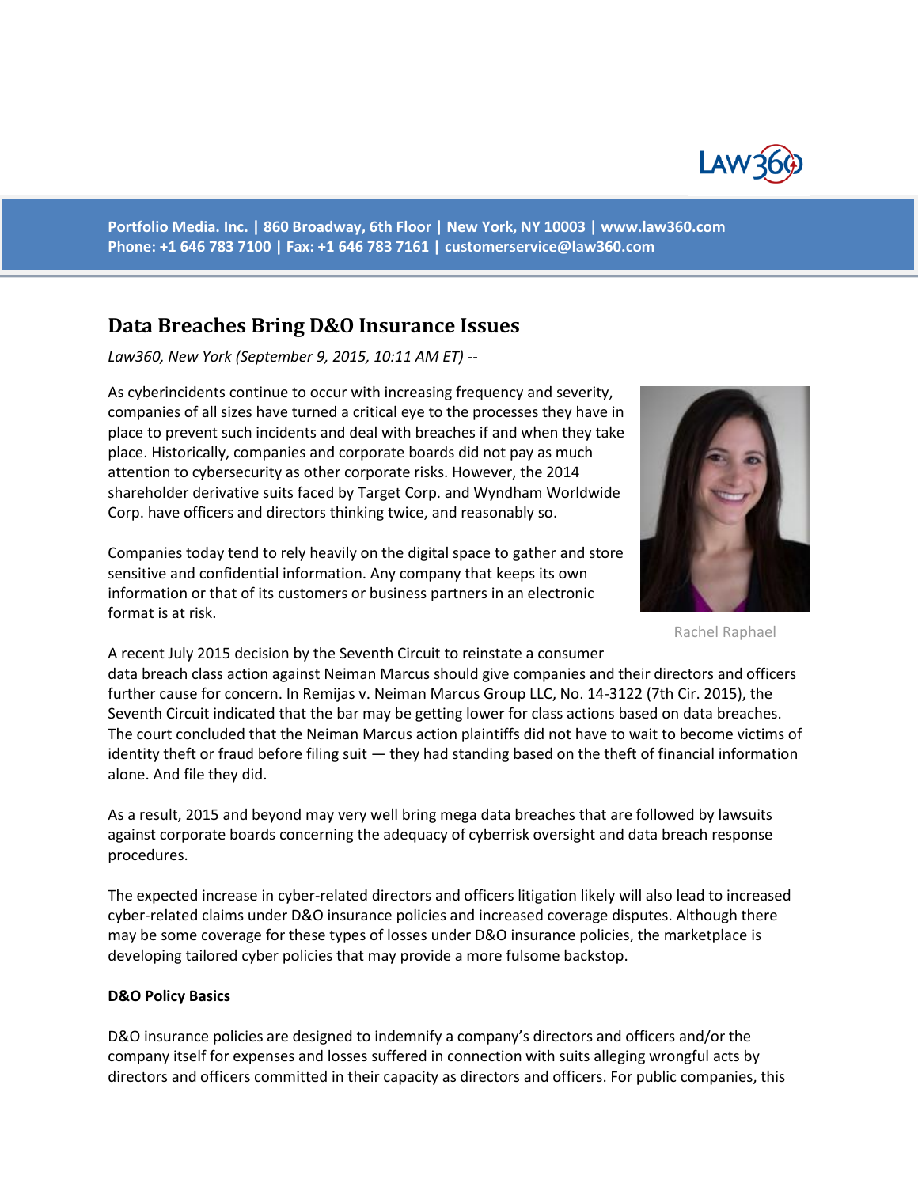Portfolio Media. Inc. | 860 Broadway, 6th Floor | New York, NY 10003 | www.law360.com
Phone: +1 646 783 7100 | Fax: +1 646 783 7161 | customerservice@law360.com

# Data Breaches Bring D&O Insurance Issues

*Law360, New York (September 9, 2015, 10:11 AM ET) --*

As cyberincidents continue to occur with increasing frequency and severity, companies of all sizes have turned a critical eye to the processes they have in place to prevent such incidents and deal with breaches if and when they take place. Historically, companies and corporate boards did not pay as much attention to cybersecurity as other corporate risks. However, the 2014 shareholder derivative suits faced by Target Corp. and Wyndham Worldwide Corp. have officers and directors thinking twice, and reasonably so.

Companies today tend to rely heavily on the digital space to gather and store sensitive and confidential information. Any company that keeps its own information or that of its customers or business partners in an electronic format is at risk.

Rachel Raphael

A recent July 2015 decision by the Seventh Circuit to reinstate a consumer data breach class action against Neiman Marcus should give companies and their directors and officers further cause for concern. In Remijas v. Neiman Marcus Group LLC, No. 14-3122 (7th Cir. 2015), the Seventh Circuit indicated that the bar may be getting lower for class actions based on data breaches. The court concluded that the Neiman Marcus action plaintiffs did not have to wait to become victims of identity theft or fraud before filing suit — they had standing based on the theft of financial information alone. And file they did.

As a result, 2015 and beyond may very well bring mega data breaches that are followed by lawsuits against corporate boards concerning the adequacy of cyberrisk oversight and data breach response procedures.

The expected increase in cyber-related directors and officers litigation likely will also lead to increased cyber-related claims under D&O insurance policies and increased coverage disputes. Although there may be some coverage for these types of losses under D&O insurance policies, the marketplace is developing tailored cyber policies that may provide a more fulsome backstop.

**D&O Policy Basics**

D&O insurance policies are designed to indemnify a company's directors and officers and/or the company itself for expenses and losses suffered in connection with suits alleging wrongful acts by directors and officers committed in their capacity as directors and officers. For public companies, this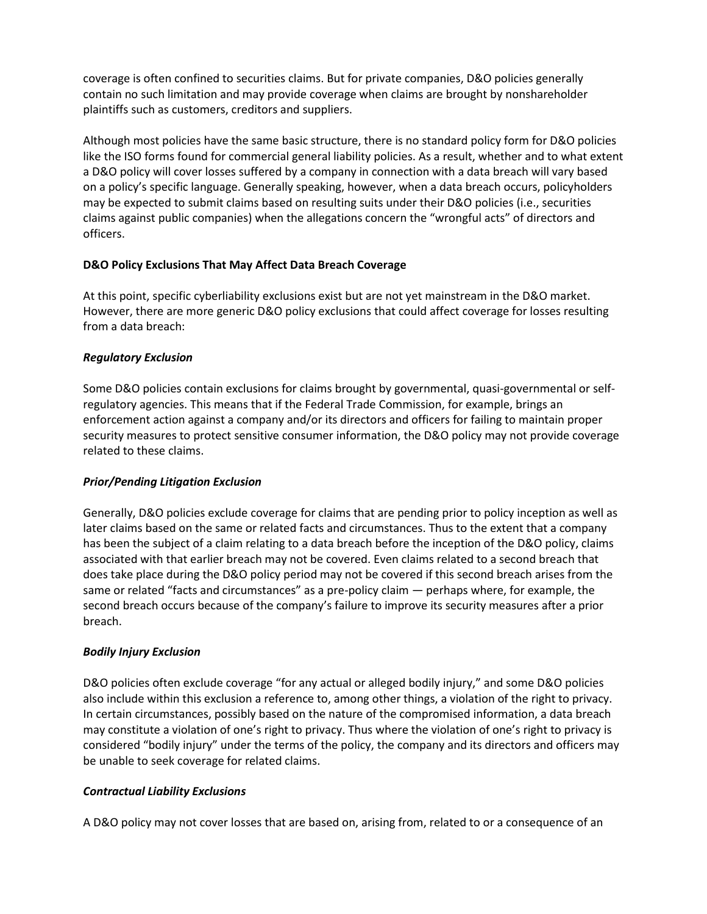coverage is often confined to securities claims. But for private companies, D&O policies generally contain no such limitation and may provide coverage when claims are brought by nonshareholder plaintiffs such as customers, creditors and suppliers.

Although most policies have the same basic structure, there is no standard policy form for D&O policies like the ISO forms found for commercial general liability policies. As a result, whether and to what extent a D&O policy will cover losses suffered by a company in connection with a data breach will vary based on a policy's specific language. Generally speaking, however, when a data breach occurs, policyholders may be expected to submit claims based on resulting suits under their D&O policies (i.e., securities claims against public companies) when the allegations concern the "wrongful acts" of directors and officers.

**D&O Policy Exclusions That May Affect Data Breach Coverage**

At this point, specific cyberliability exclusions exist but are not yet mainstream in the D&O market. However, there are more generic D&O policy exclusions that could affect coverage for losses resulting from a data breach:

***Regulatory Exclusion***

Some D&O policies contain exclusions for claims brought by governmental, quasi-governmental or self-regulatory agencies. This means that if the Federal Trade Commission, for example, brings an enforcement action against a company and/or its directors and officers for failing to maintain proper security measures to protect sensitive consumer information, the D&O policy may not provide coverage related to these claims.

***Prior/Pending Litigation Exclusion***

Generally, D&O policies exclude coverage for claims that are pending prior to policy inception as well as later claims based on the same or related facts and circumstances. Thus to the extent that a company has been the subject of a claim relating to a data breach before the inception of the D&O policy, claims associated with that earlier breach may not be covered. Even claims related to a second breach that does take place during the D&O policy period may not be covered if this second breach arises from the same or related "facts and circumstances" as a pre-policy claim — perhaps where, for example, the second breach occurs because of the company's failure to improve its security measures after a prior breach.

***Bodily Injury Exclusion***

D&O policies often exclude coverage "for any actual or alleged bodily injury," and some D&O policies also include within this exclusion a reference to, among other things, a violation of the right to privacy. In certain circumstances, possibly based on the nature of the compromised information, a data breach may constitute a violation of one's right to privacy. Thus where the violation of one's right to privacy is considered "bodily injury" under the terms of the policy, the company and its directors and officers may be unable to seek coverage for related claims.

***Contractual Liability Exclusions***

A D&O policy may not cover losses that are based on, arising from, related to or a consequence of an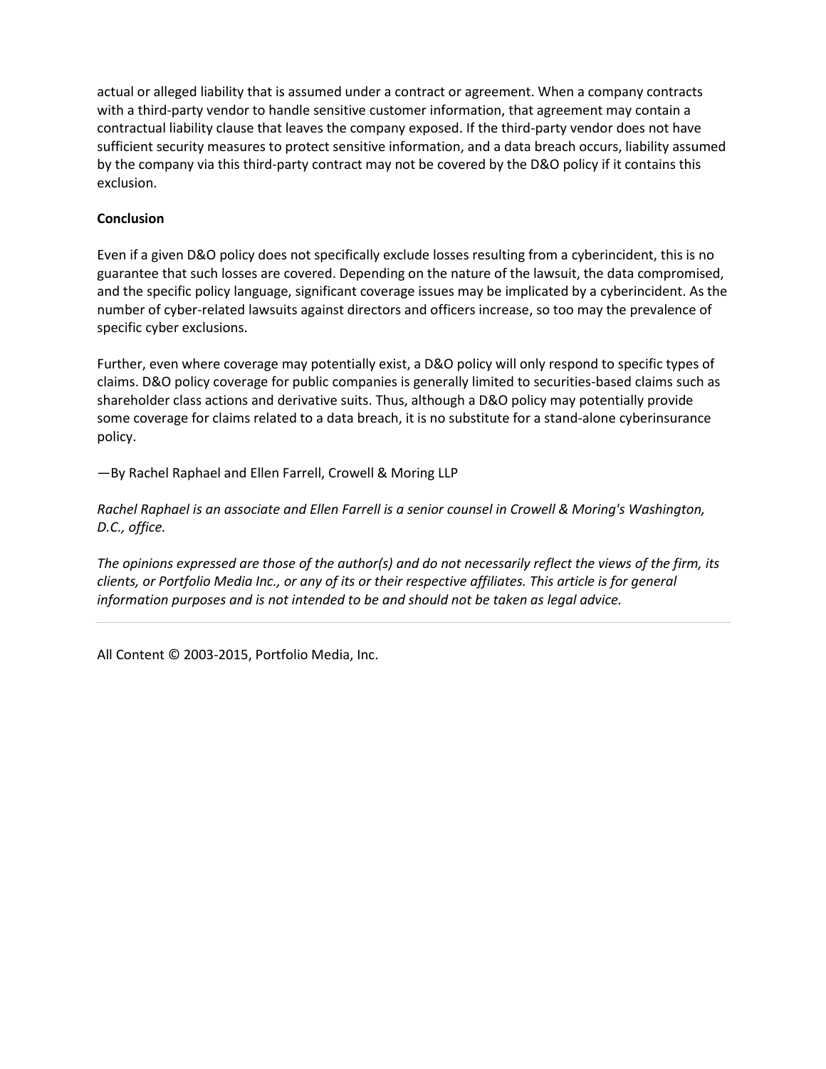actual or alleged liability that is assumed under a contract or agreement. When a company contracts with a third-party vendor to handle sensitive customer information, that agreement may contain a contractual liability clause that leaves the company exposed. If the third-party vendor does not have sufficient security measures to protect sensitive information, and a data breach occurs, liability assumed by the company via this third-party contract may not be covered by the D&O policy if it contains this exclusion.

**Conclusion**

Even if a given D&O policy does not specifically exclude losses resulting from a cyberincident, this is no guarantee that such losses are covered. Depending on the nature of the lawsuit, the data compromised, and the specific policy language, significant coverage issues may be implicated by a cyberincident. As the number of cyber-related lawsuits against directors and officers increase, so too may the prevalence of specific cyber exclusions.

Further, even where coverage may potentially exist, a D&O policy will only respond to specific types of claims. D&O policy coverage for public companies is generally limited to securities-based claims such as shareholder class actions and derivative suits. Thus, although a D&O policy may potentially provide some coverage for claims related to a data breach, it is no substitute for a stand-alone cyberinsurance policy.

—By Rachel Raphael and Ellen Farrell, Crowell & Moring LLP

*Rachel Raphael is an associate and Ellen Farrell is a senior counsel in Crowell & Moring's Washington, D.C., office.*

*The opinions expressed are those of the author(s) and do not necessarily reflect the views of the firm, its clients, or Portfolio Media Inc., or any of its or their respective affiliates. This article is for general information purposes and is not intended to be and should not be taken as legal advice.*

---

All Content © 2003-2015, Portfolio Media, Inc.